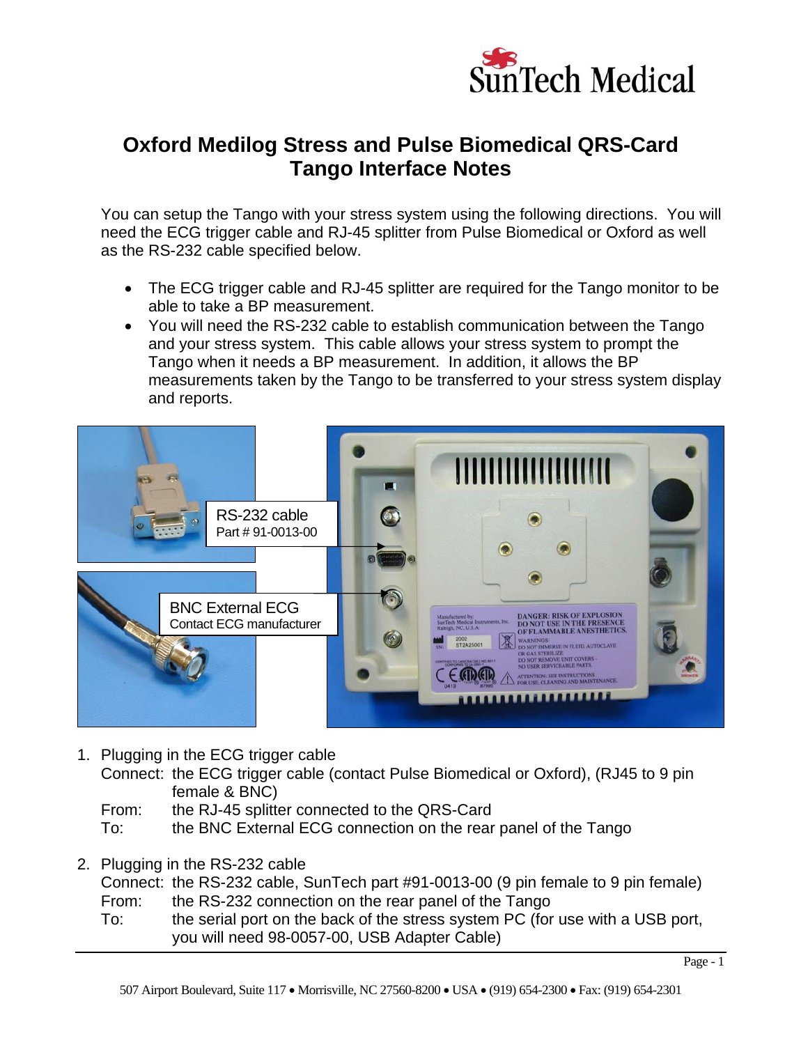SunTech Medical

# Oxford Medilog Stress and Pulse Biomedical QRS-Card Tango Interface Notes

You can setup the Tango with your stress system using the following directions. You will need the ECG trigger cable and RJ-45 splitter from Pulse Biomedical or Oxford as well as the RS-232 cable specified below.

- The ECG trigger cable and RJ-45 splitter are required for the Tango monitor to be able to take a BP measurement.
- You will need the RS-232 cable to establish communication between the Tango and your stress system. This cable allows your stress system to prompt the Tango when it needs a BP measurement. In addition, it allows the BP measurements taken by the Tango to be transferred to your stress system display and reports.

RS-232 cable
Part # 91-0013-00

BNC External ECG
Contact ECG manufacturer

1. Plugging in the ECG trigger cable
   Connect: the ECG trigger cable (contact Pulse Biomedical or Oxford), (RJ45 to 9 pin female & BNC)
   From: the RJ-45 splitter connected to the QRS-Card
   To: the BNC External ECG connection on the rear panel of the Tango

2. Plugging in the RS-232 cable
   Connect: the RS-232 cable, SunTech part #91-0013-00 (9 pin female to 9 pin female)
   From: the RS-232 connection on the rear panel of the Tango
   To: the serial port on the back of the stress system PC (for use with a USB port, you will need 98-0057-00, USB Adapter Cable)

507 Airport Boulevard, Suite 117 • Morrisville, NC 27560-8200 • USA • (919) 654-2300 • Fax: (919) 654-2301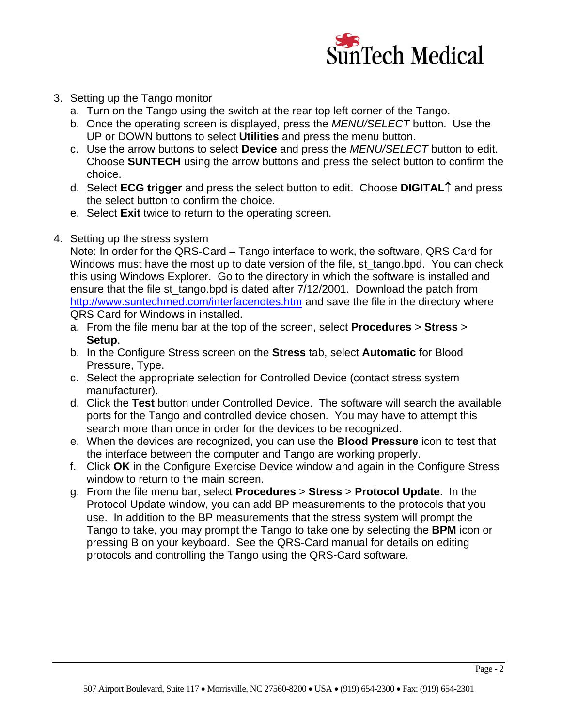3. Setting up the Tango monitor
   a. Turn on the Tango using the switch at the rear top left corner of the Tango.
   b. Once the operating screen is displayed, press the *MENU/SELECT* button. Use the UP or DOWN buttons to select **Utilities** and press the menu button.
   c. Use the arrow buttons to select **Device** and press the *MENU/SELECT* button to edit. Choose **SUNTECH** using the arrow buttons and press the select button to confirm the choice.
   d. Select **ECG trigger** and press the select button to edit. Choose **DIGITAL↑** and press the select button to confirm the choice.
   e. Select **Exit** twice to return to the operating screen.

4. Setting up the stress system
   Note: In order for the QRS-Card – Tango interface to work, the software, QRS Card for Windows must have the most up to date version of the file, st_tango.bpd. You can check this using Windows Explorer. Go to the directory in which the software is installed and ensure that the file st_tango.bpd is dated after 7/12/2001. Download the patch from http://www.suntechmed.com/interfacenotes.htm and save the file in the directory where QRS Card for Windows in installed.
   a. From the file menu bar at the top of the screen, select **Procedures** > **Stress** > **Setup**.
   b. In the Configure Stress screen on the **Stress** tab, select **Automatic** for Blood Pressure, Type.
   c. Select the appropriate selection for Controlled Device (contact stress system manufacturer).
   d. Click the **Test** button under Controlled Device. The software will search the available ports for the Tango and controlled device chosen. You may have to attempt this search more than once in order for the devices to be recognized.
   e. When the devices are recognized, you can use the **Blood Pressure** icon to test that the interface between the computer and Tango are working properly.
   f. Click **OK** in the Configure Exercise Device window and again in the Configure Stress window to return to the main screen.
   g. From the file menu bar, select **Procedures** > **Stress** > **Protocol Update**. In the Protocol Update window, you can add BP measurements to the protocols that you use. In addition to the BP measurements that the stress system will prompt the Tango to take, you may prompt the Tango to take one by selecting the **BPM** icon or pressing B on your keyboard. See the QRS-Card manual for details on editing protocols and controlling the Tango using the QRS-Card software.